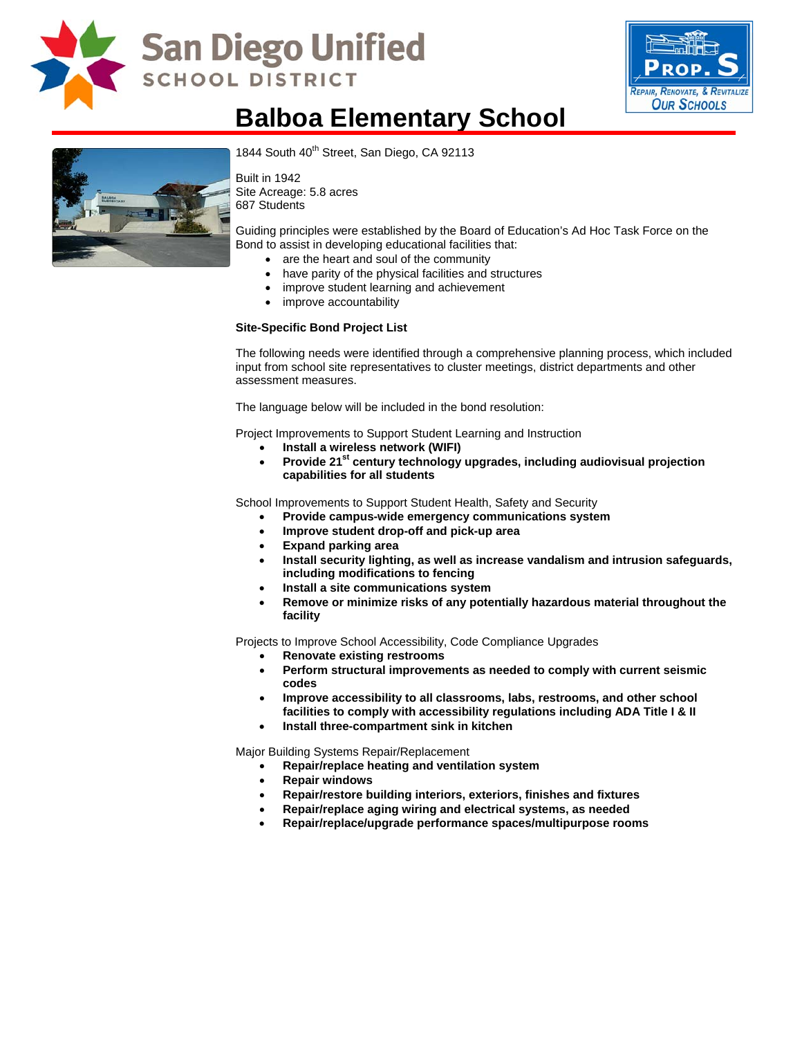San Diego Unified
SCHOOL DISTRICT

PROP. S
Repair, Renovate, & Revitalize
Our Schools

# Balboa Elementary School

1844 South 40th Street, San Diego, CA 92113

Built in 1942
Site Acreage: 5.8 acres
687 Students

Guiding principles were established by the Board of Education's Ad Hoc Task Force on the Bond to assist in developing educational facilities that:

- are the heart and soul of the community
- have parity of the physical facilities and structures
- improve student learning and achievement
- improve accountability

**Site-Specific Bond Project List**

The following needs were identified through a comprehensive planning process, which included input from school site representatives to cluster meetings, district departments and other assessment measures.

The language below will be included in the bond resolution:

Project Improvements to Support Student Learning and Instruction

- **Install a wireless network (WIFI)**
- **Provide 21st century technology upgrades, including audiovisual projection capabilities for all students**

School Improvements to Support Student Health, Safety and Security

- **Provide campus-wide emergency communications system**
- **Improve student drop-off and pick-up area**
- **Expand parking area**
- **Install security lighting, as well as increase vandalism and intrusion safeguards, including modifications to fencing**
- **Install a site communications system**
- **Remove or minimize risks of any potentially hazardous material throughout the facility**

Projects to Improve School Accessibility, Code Compliance Upgrades

- **Renovate existing restrooms**
- **Perform structural improvements as needed to comply with current seismic codes**
- **Improve accessibility to all classrooms, labs, restrooms, and other school facilities to comply with accessibility regulations including ADA Title I & II**
- **Install three-compartment sink in kitchen**

Major Building Systems Repair/Replacement

- **Repair/replace heating and ventilation system**
- **Repair windows**
- **Repair/restore building interiors, exteriors, finishes and fixtures**
- **Repair/replace aging wiring and electrical systems, as needed**
- **Repair/replace/upgrade performance spaces/multipurpose rooms**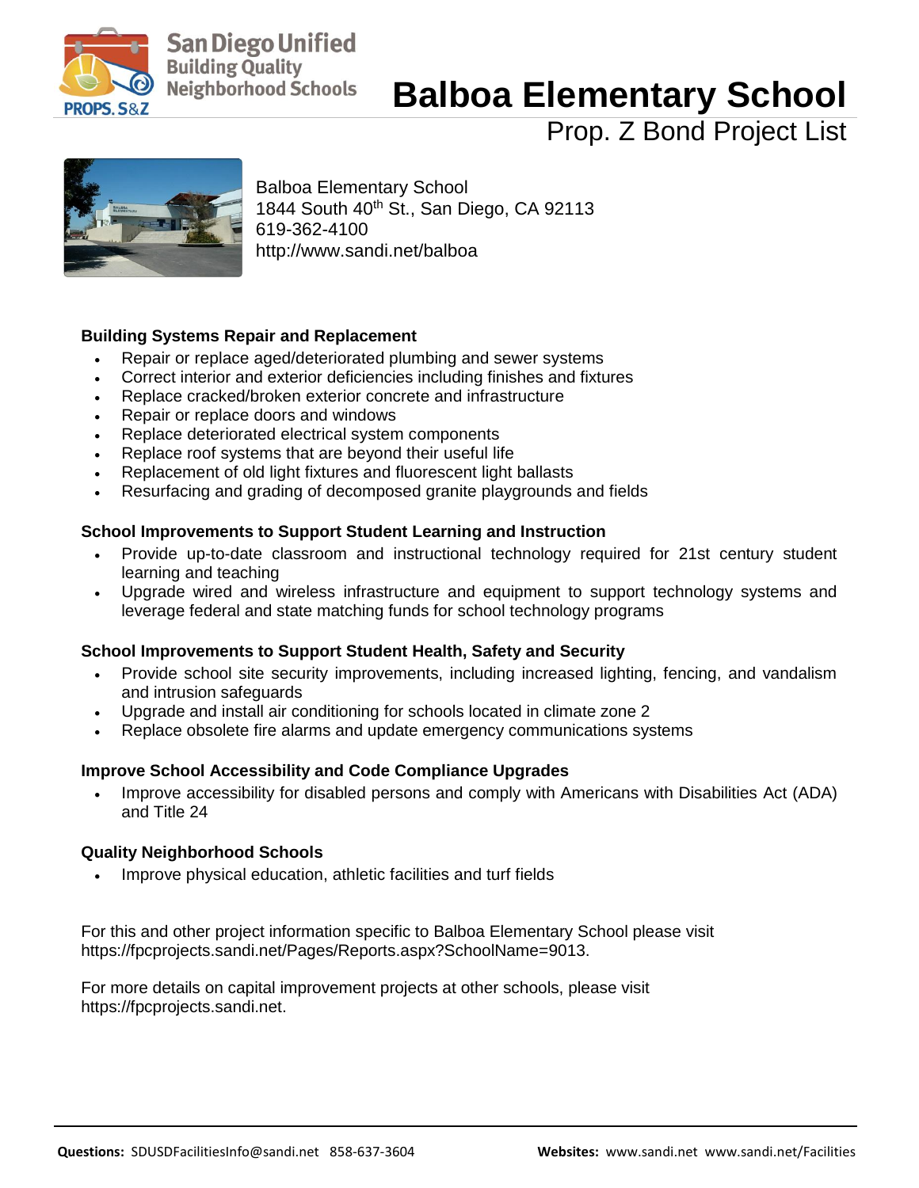# Balboa Elementary School

## Prop. Z Bond Project List

Balboa Elementary School
1844 South 40th St., San Diego, CA 92113
619-362-4100
http://www.sandi.net/balboa

**Building Systems Repair and Replacement**

- Repair or replace aged/deteriorated plumbing and sewer systems
- Correct interior and exterior deficiencies including finishes and fixtures
- Replace cracked/broken exterior concrete and infrastructure
- Repair or replace doors and windows
- Replace deteriorated electrical system components
- Replace roof systems that are beyond their useful life
- Replacement of old light fixtures and fluorescent light ballasts
- Resurfacing and grading of decomposed granite playgrounds and fields

**School Improvements to Support Student Learning and Instruction**

- Provide up-to-date classroom and instructional technology required for 21st century student learning and teaching
- Upgrade wired and wireless infrastructure and equipment to support technology systems and leverage federal and state matching funds for school technology programs

**School Improvements to Support Student Health, Safety and Security**

- Provide school site security improvements, including increased lighting, fencing, and vandalism and intrusion safeguards
- Upgrade and install air conditioning for schools located in climate zone 2
- Replace obsolete fire alarms and update emergency communications systems

**Improve School Accessibility and Code Compliance Upgrades**

- Improve accessibility for disabled persons and comply with Americans with Disabilities Act (ADA) and Title 24

**Quality Neighborhood Schools**

- Improve physical education, athletic facilities and turf fields

For this and other project information specific to Balboa Elementary School please visit https://fpcprojects.sandi.net/Pages/Reports.aspx?SchoolName=9013.

For more details on capital improvement projects at other schools, please visit https://fpcprojects.sandi.net.

**Questions:** SDUSDFacilitiesInfo@sandi.net 858-637-3604 **Websites:** www.sandi.net www.sandi.net/Facilities